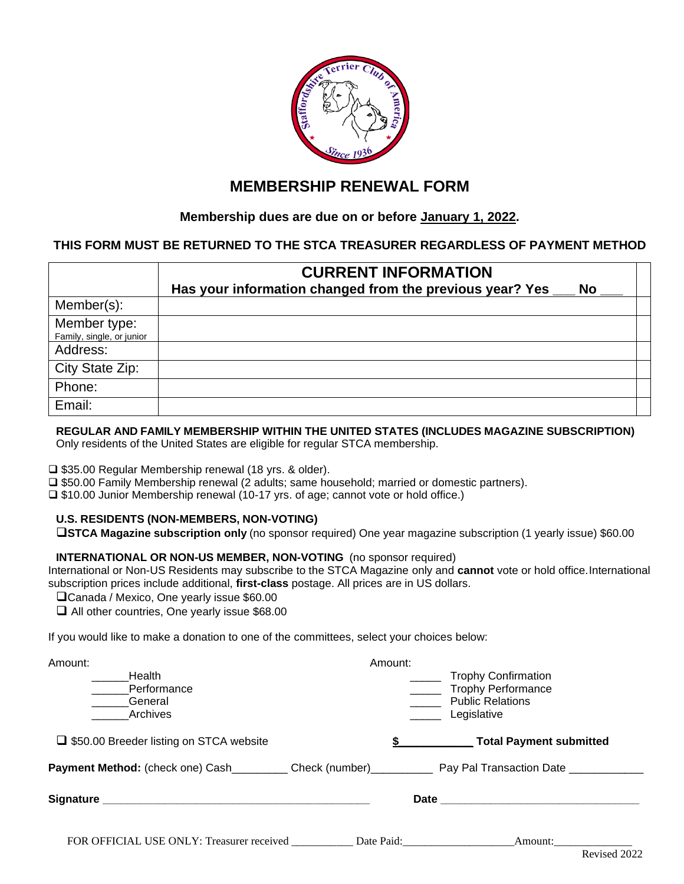# MEMBERSHIP RENEWAL FORM

**Membership dues are due on or before January 1, 2022.**

**THIS FORM MUST BE RETURNED TO THE STCA TREASURER REGARDLESS OF PAYMENT METHOD**

| | **CURRENT INFORMATION**<br>**Has your information changed from the previous year? Yes ___ No ___** |
|---|---|
| Member(s): | |
| Member type:<br>Family, single, or junior | |
| Address: | |
| City State Zip: | |
| Phone: | |
| Email: | |

**REGULAR AND FAMILY MEMBERSHIP WITHIN THE UNITED STATES (INCLUDES MAGAZINE SUBSCRIPTION)**
Only residents of the United States are eligible for regular STCA membership.

- ❑ $35.00 Regular Membership renewal (18 yrs. & older).
- ❑ $50.00 Family Membership renewal (2 adults; same household; married or domestic partners).
- ❑ $10.00 Junior Membership renewal (10-17 yrs. of age; cannot vote or hold office.)

**U.S. RESIDENTS (NON-MEMBERS, NON-VOTING)**
❑**STCA Magazine subscription only** (no sponsor required) One year magazine subscription (1 yearly issue) $60.00

**INTERNATIONAL OR NON-US MEMBER, NON-VOTING** (no sponsor required)
International or Non-US Residents may subscribe to the STCA Magazine only and **cannot** vote or hold office. International subscription prices include additional, **first-class** postage. All prices are in US dollars.

- ❑Canada / Mexico, One yearly issue $60.00
- ❑ All other countries, One yearly issue $68.00

If you would like to make a donation to one of the committees, select your choices below:

Amount:
______Health
______Performance
______General
______Archives

Amount:
_____ Trophy Confirmation
_____ Trophy Performance
_____ Public Relations
_____ Legislative

❑ $50.00 Breeder listing on STCA website

**$____________ Total Payment submitted**

**Payment Method:** (check one) Cash_________ Check (number)__________ Pay Pal Transaction Date ____________

**Signature** ______________________________________________ **Date** __________________________________

FOR OFFICIAL USE ONLY: Treasurer received ___________ Date Paid:____________________Amount:______________

Revised 2022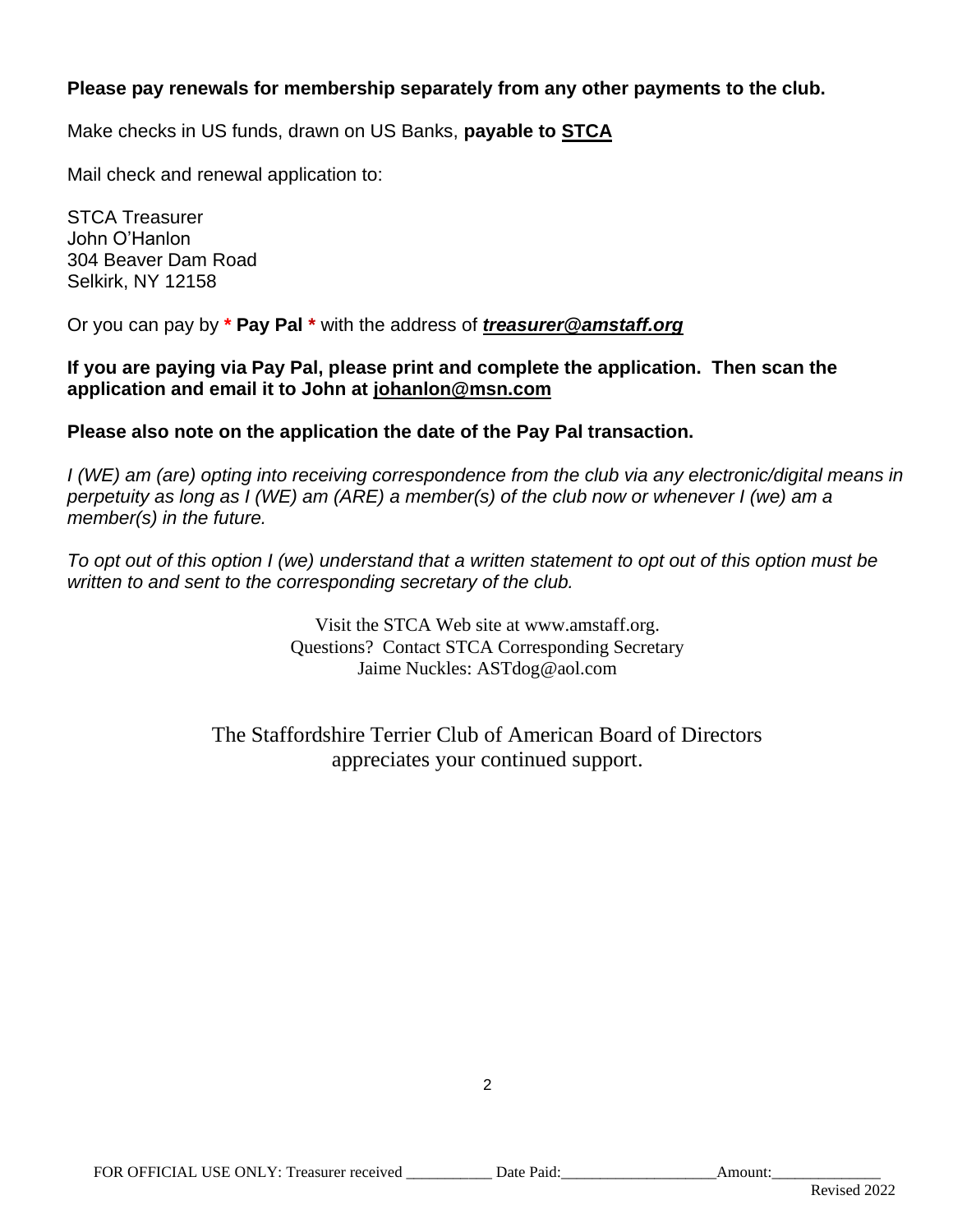**Please pay renewals for membership separately from any other payments to the club.**

Make checks in US funds, drawn on US Banks, **payable to STCA**

Mail check and renewal application to:

STCA Treasurer
John O'Hanlon
304 Beaver Dam Road
Selkirk, NY 12158

Or you can pay by * **Pay Pal** * with the address of ***treasurer@amstaff.org***

**If you are paying via Pay Pal, please print and complete the application. Then scan the application and email it to John at johanlon@msn.com**

**Please also note on the application the date of the Pay Pal transaction.**

*I (WE) am (are) opting into receiving correspondence from the club via any electronic/digital means in perpetuity as long as I (WE) am (ARE) a member(s) of the club now or whenever I (we) am a member(s) in the future.*

*To opt out of this option I (we) understand that a written statement to opt out of this option must be written to and sent to the corresponding secretary of the club.*

Visit the STCA Web site at www.amstaff.org.
Questions? Contact STCA Corresponding Secretary
Jaime Nuckles: ASTdog@aol.com

The Staffordshire Terrier Club of American Board of Directors
appreciates your continued support.

FOR OFFICIAL USE ONLY: Treasurer received ___________ Date Paid:____________________Amount:______________

Revised 2022